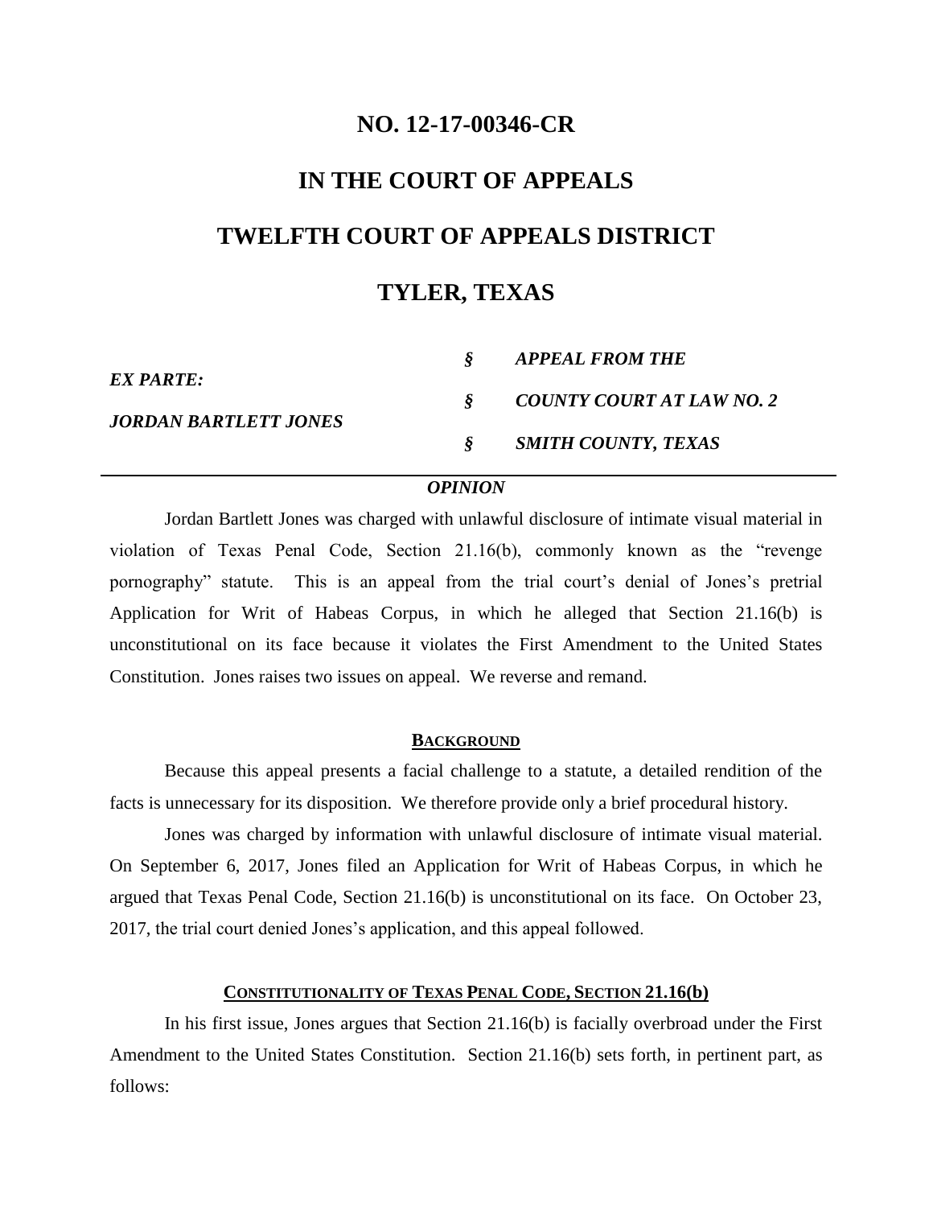# NO. 12-17-00346-CR

# IN THE COURT OF APPEALS

# TWELFTH COURT OF APPEALS DISTRICT

# TYLER, TEXAS

| | | |
|---|---|---|
| ***EX PARTE:*** | *§* | ***APPEAL FROM THE*** |
| | *§* | ***COUNTY COURT AT LAW NO. 2*** |
| ***JORDAN BARTLETT JONES*** | *§* | ***SMITH COUNTY, TEXAS*** |

***OPINION***

Jordan Bartlett Jones was charged with unlawful disclosure of intimate visual material in violation of Texas Penal Code, Section 21.16(b), commonly known as the "revenge pornography" statute. This is an appeal from the trial court's denial of Jones's pretrial Application for Writ of Habeas Corpus, in which he alleged that Section 21.16(b) is unconstitutional on its face because it violates the First Amendment to the United States Constitution. Jones raises two issues on appeal. We reverse and remand.

## BACKGROUND

Because this appeal presents a facial challenge to a statute, a detailed rendition of the facts is unnecessary for its disposition. We therefore provide only a brief procedural history.

Jones was charged by information with unlawful disclosure of intimate visual material. On September 6, 2017, Jones filed an Application for Writ of Habeas Corpus, in which he argued that Texas Penal Code, Section 21.16(b) is unconstitutional on its face. On October 23, 2017, the trial court denied Jones's application, and this appeal followed.

## CONSTITUTIONALITY OF TEXAS PENAL CODE, SECTION 21.16(b)

In his first issue, Jones argues that Section 21.16(b) is facially overbroad under the First Amendment to the United States Constitution. Section 21.16(b) sets forth, in pertinent part, as follows: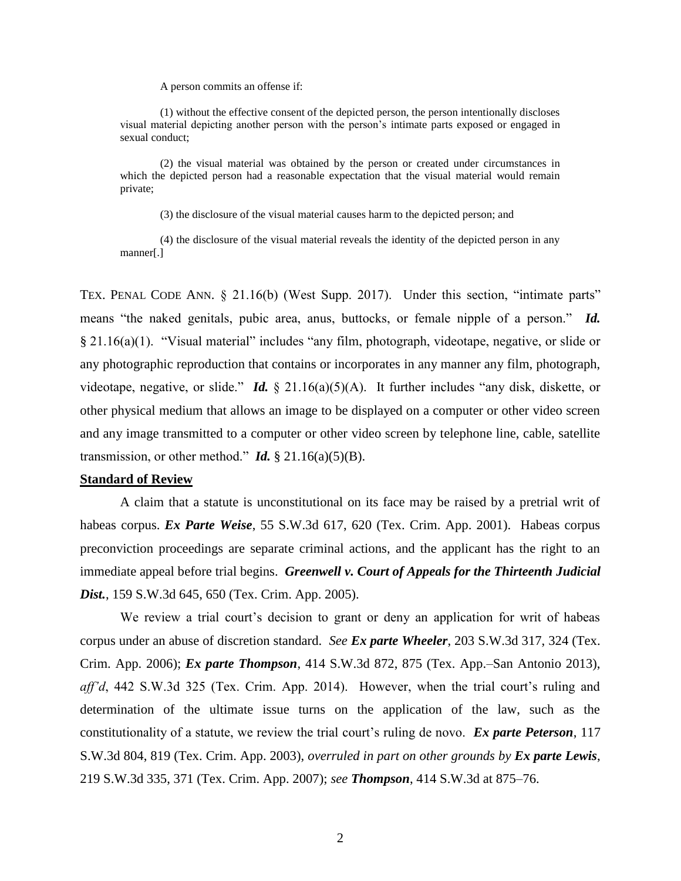A person commits an offense if:

> (1) without the effective consent of the depicted person, the person intentionally discloses visual material depicting another person with the person's intimate parts exposed or engaged in sexual conduct;
>
> (2) the visual material was obtained by the person or created under circumstances in which the depicted person had a reasonable expectation that the visual material would remain private;
>
> (3) the disclosure of the visual material causes harm to the depicted person; and
>
> (4) the disclosure of the visual material reveals the identity of the depicted person in any manner[.]

TEX. PENAL CODE ANN. § 21.16(b) (West Supp. 2017). Under this section, "intimate parts" means "the naked genitals, pubic area, anus, buttocks, or female nipple of a person." ***Id.*** § 21.16(a)(1). "Visual material" includes "any film, photograph, videotape, negative, or slide or any photographic reproduction that contains or incorporates in any manner any film, photograph, videotape, negative, or slide." ***Id.*** § 21.16(a)(5)(A). It further includes "any disk, diskette, or other physical medium that allows an image to be displayed on a computer or other video screen and any image transmitted to a computer or other video screen by telephone line, cable, satellite transmission, or other method." ***Id.*** § 21.16(a)(5)(B).

**Standard of Review**

A claim that a statute is unconstitutional on its face may be raised by a pretrial writ of habeas corpus. ***Ex Parte Weise***, 55 S.W.3d 617, 620 (Tex. Crim. App. 2001). Habeas corpus preconviction proceedings are separate criminal actions, and the applicant has the right to an immediate appeal before trial begins. ***Greenwell v. Court of Appeals for the Thirteenth Judicial Dist.***, 159 S.W.3d 645, 650 (Tex. Crim. App. 2005).

We review a trial court's decision to grant or deny an application for writ of habeas corpus under an abuse of discretion standard. *See* ***Ex parte Wheeler***, 203 S.W.3d 317, 324 (Tex. Crim. App. 2006); ***Ex parte Thompson***, 414 S.W.3d 872, 875 (Tex. App.–San Antonio 2013), *aff'd*, 442 S.W.3d 325 (Tex. Crim. App. 2014). However, when the trial court's ruling and determination of the ultimate issue turns on the application of the law, such as the constitutionality of a statute, we review the trial court's ruling de novo. ***Ex parte Peterson***, 117 S.W.3d 804, 819 (Tex. Crim. App. 2003), *overruled in part on other grounds by* ***Ex parte Lewis***, 219 S.W.3d 335, 371 (Tex. Crim. App. 2007); *see* ***Thompson***, 414 S.W.3d at 875–76.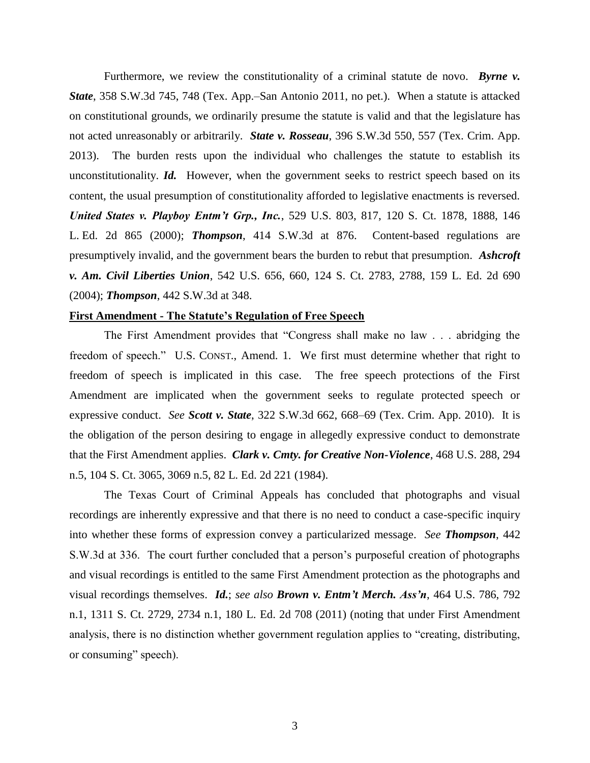Furthermore, we review the constitutionality of a criminal statute de novo. ***Byrne v. State***, 358 S.W.3d 745, 748 (Tex. App.–San Antonio 2011, no pet.). When a statute is attacked on constitutional grounds, we ordinarily presume the statute is valid and that the legislature has not acted unreasonably or arbitrarily. ***State v. Rosseau***, 396 S.W.3d 550, 557 (Tex. Crim. App. 2013). The burden rests upon the individual who challenges the statute to establish its unconstitutionality. ***Id.*** However, when the government seeks to restrict speech based on its content, the usual presumption of constitutionality afforded to legislative enactments is reversed. ***United States v. Playboy Entm't Grp., Inc.***, 529 U.S. 803, 817, 120 S. Ct. 1878, 1888, 146 L. Ed. 2d 865 (2000); ***Thompson***, 414 S.W.3d at 876. Content-based regulations are presumptively invalid, and the government bears the burden to rebut that presumption. ***Ashcroft v. Am. Civil Liberties Union***, 542 U.S. 656, 660, 124 S. Ct. 2783, 2788, 159 L. Ed. 2d 690 (2004); ***Thompson***, 442 S.W.3d at 348.

**First Amendment - The Statute's Regulation of Free Speech**

The First Amendment provides that "Congress shall make no law . . . abridging the freedom of speech." U.S. CONST., Amend. 1. We first must determine whether that right to freedom of speech is implicated in this case. The free speech protections of the First Amendment are implicated when the government seeks to regulate protected speech or expressive conduct. *See* ***Scott v. State***, 322 S.W.3d 662, 668–69 (Tex. Crim. App. 2010). It is the obligation of the person desiring to engage in allegedly expressive conduct to demonstrate that the First Amendment applies. ***Clark v. Cmty. for Creative Non-Violence***, 468 U.S. 288, 294 n.5, 104 S. Ct. 3065, 3069 n.5, 82 L. Ed. 2d 221 (1984).

The Texas Court of Criminal Appeals has concluded that photographs and visual recordings are inherently expressive and that there is no need to conduct a case-specific inquiry into whether these forms of expression convey a particularized message. *See* ***Thompson***, 442 S.W.3d at 336. The court further concluded that a person's purposeful creation of photographs and visual recordings is entitled to the same First Amendment protection as the photographs and visual recordings themselves. ***Id.***; *see also* ***Brown v. Entm't Merch. Ass'n***, 464 U.S. 786, 792 n.1, 1311 S. Ct. 2729, 2734 n.1, 180 L. Ed. 2d 708 (2011) (noting that under First Amendment analysis, there is no distinction whether government regulation applies to "creating, distributing, or consuming" speech).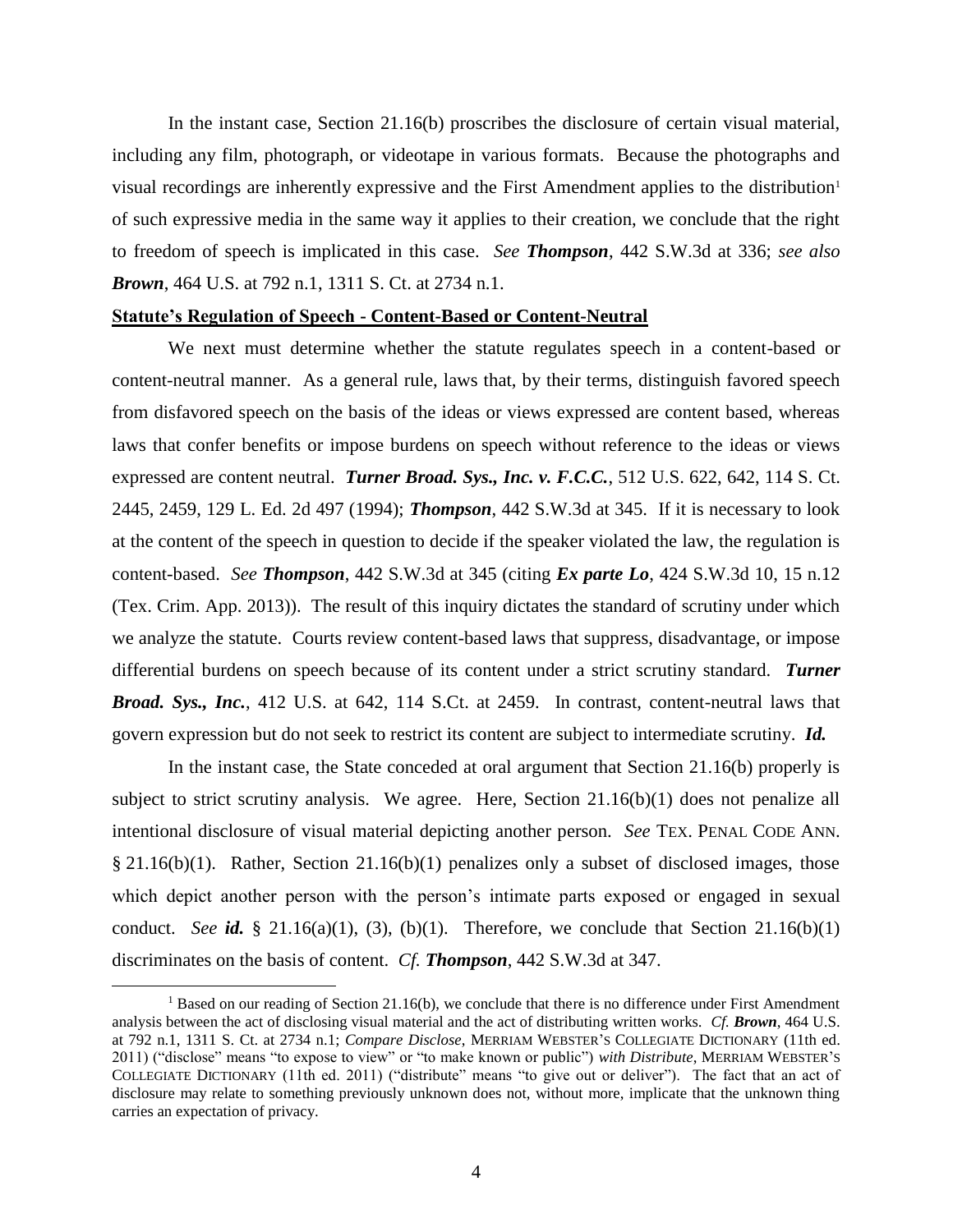In the instant case, Section 21.16(b) proscribes the disclosure of certain visual material, including any film, photograph, or videotape in various formats. Because the photographs and visual recordings are inherently expressive and the First Amendment applies to the distribution[1] of such expressive media in the same way it applies to their creation, we conclude that the right to freedom of speech is implicated in this case. *See **Thompson***, 442 S.W.3d at 336; *see also **Brown***, 464 U.S. at 792 n.1, 1311 S. Ct. at 2734 n.1.

**Statute's Regulation of Speech - Content-Based or Content-Neutral**

We next must determine whether the statute regulates speech in a content-based or content-neutral manner. As a general rule, laws that, by their terms, distinguish favored speech from disfavored speech on the basis of the ideas or views expressed are content based, whereas laws that confer benefits or impose burdens on speech without reference to the ideas or views expressed are content neutral. ***Turner Broad. Sys., Inc. v. F.C.C.***, 512 U.S. 622, 642, 114 S. Ct. 2445, 2459, 129 L. Ed. 2d 497 (1994); ***Thompson***, 442 S.W.3d at 345. If it is necessary to look at the content of the speech in question to decide if the speaker violated the law, the regulation is content-based. *See **Thompson***, 442 S.W.3d at 345 (citing ***Ex parte Lo***, 424 S.W.3d 10, 15 n.12 (Tex. Crim. App. 2013)). The result of this inquiry dictates the standard of scrutiny under which we analyze the statute. Courts review content-based laws that suppress, disadvantage, or impose differential burdens on speech because of its content under a strict scrutiny standard. ***Turner Broad. Sys., Inc.***, 412 U.S. at 642, 114 S.Ct. at 2459. In contrast, content-neutral laws that govern expression but do not seek to restrict its content are subject to intermediate scrutiny. ***Id.***

In the instant case, the State conceded at oral argument that Section 21.16(b) properly is subject to strict scrutiny analysis. We agree. Here, Section 21.16(b)(1) does not penalize all intentional disclosure of visual material depicting another person. *See* TEX. PENAL CODE ANN. § 21.16(b)(1). Rather, Section 21.16(b)(1) penalizes only a subset of disclosed images, those which depict another person with the person's intimate parts exposed or engaged in sexual conduct. *See **id.*** § 21.16(a)(1), (3), (b)(1). Therefore, we conclude that Section 21.16(b)(1) discriminates on the basis of content. *Cf. **Thompson***, 442 S.W.3d at 347.

---

[1] Based on our reading of Section 21.16(b), we conclude that there is no difference under First Amendment analysis between the act of disclosing visual material and the act of distributing written works. *Cf. **Brown***, 464 U.S. at 792 n.1, 1311 S. Ct. at 2734 n.1; *Compare Disclose*, MERRIAM WEBSTER'S COLLEGIATE DICTIONARY (11th ed. 2011) ("disclose" means "to expose to view" or "to make known or public") *with Distribute*, MERRIAM WEBSTER'S COLLEGIATE DICTIONARY (11th ed. 2011) ("distribute" means "to give out or deliver"). The fact that an act of disclosure may relate to something previously unknown does not, without more, implicate that the unknown thing carries an expectation of privacy.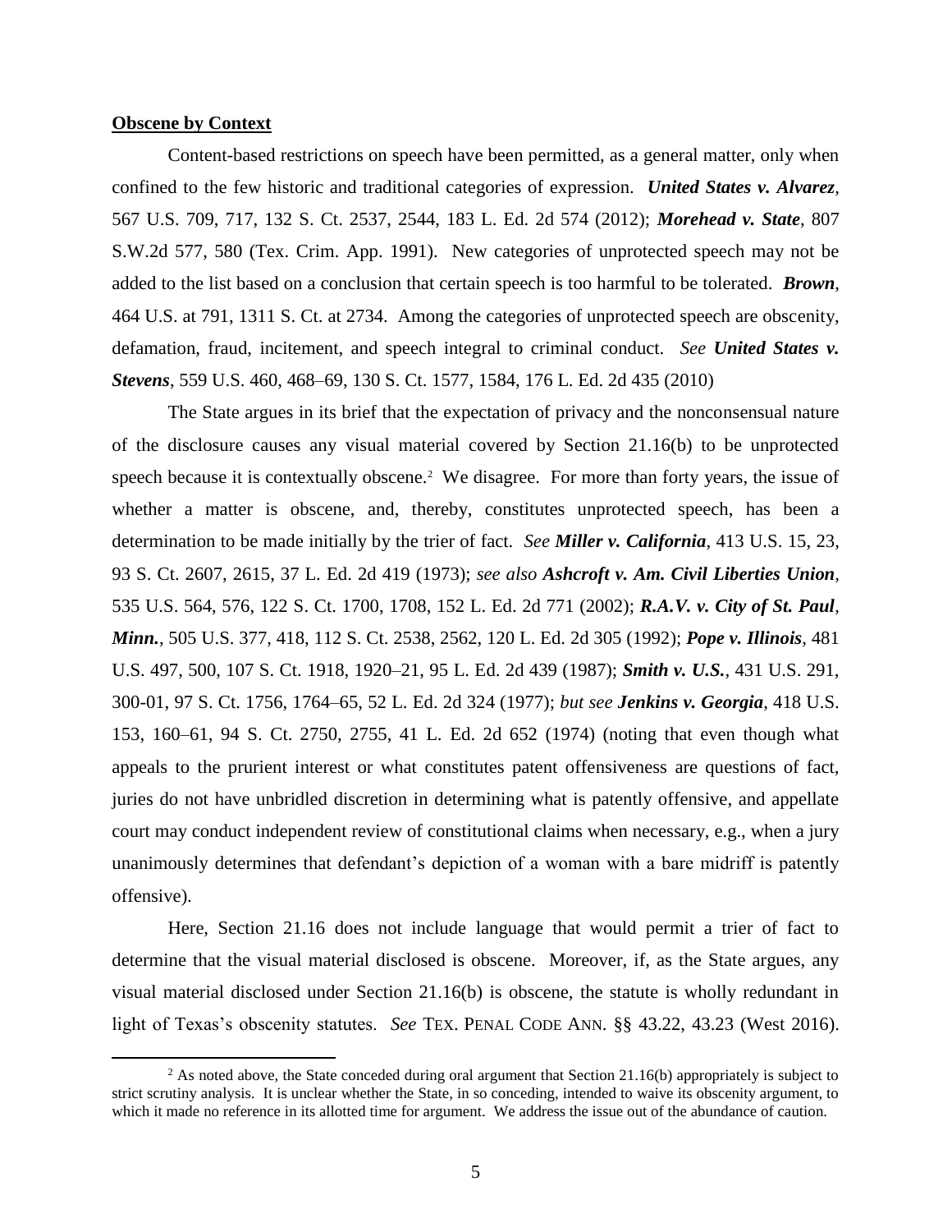**Obscene by Context**

Content-based restrictions on speech have been permitted, as a general matter, only when confined to the few historic and traditional categories of expression. ***United States v. Alvarez***, 567 U.S. 709, 717, 132 S. Ct. 2537, 2544, 183 L. Ed. 2d 574 (2012); ***Morehead v. State***, 807 S.W.2d 577, 580 (Tex. Crim. App. 1991). New categories of unprotected speech may not be added to the list based on a conclusion that certain speech is too harmful to be tolerated. ***Brown***, 464 U.S. at 791, 1311 S. Ct. at 2734. Among the categories of unprotected speech are obscenity, defamation, fraud, incitement, and speech integral to criminal conduct. *See* ***United States v. Stevens***, 559 U.S. 460, 468–69, 130 S. Ct. 1577, 1584, 176 L. Ed. 2d 435 (2010)

The State argues in its brief that the expectation of privacy and the nonconsensual nature of the disclosure causes any visual material covered by Section 21.16(b) to be unprotected speech because it is contextually obscene.[2] We disagree. For more than forty years, the issue of whether a matter is obscene, and, thereby, constitutes unprotected speech, has been a determination to be made initially by the trier of fact. *See* ***Miller v. California***, 413 U.S. 15, 23, 93 S. Ct. 2607, 2615, 37 L. Ed. 2d 419 (1973); *see also* ***Ashcroft v. Am. Civil Liberties Union***, 535 U.S. 564, 576, 122 S. Ct. 1700, 1708, 152 L. Ed. 2d 771 (2002); ***R.A.V. v. City of St. Paul, Minn.***, 505 U.S. 377, 418, 112 S. Ct. 2538, 2562, 120 L. Ed. 2d 305 (1992); ***Pope v. Illinois***, 481 U.S. 497, 500, 107 S. Ct. 1918, 1920–21, 95 L. Ed. 2d 439 (1987); ***Smith v. U.S.***, 431 U.S. 291, 300-01, 97 S. Ct. 1756, 1764–65, 52 L. Ed. 2d 324 (1977); *but see* ***Jenkins v. Georgia***, 418 U.S. 153, 160–61, 94 S. Ct. 2750, 2755, 41 L. Ed. 2d 652 (1974) (noting that even though what appeals to the prurient interest or what constitutes patent offensiveness are questions of fact, juries do not have unbridled discretion in determining what is patently offensive, and appellate court may conduct independent review of constitutional claims when necessary, e.g., when a jury unanimously determines that defendant's depiction of a woman with a bare midriff is patently offensive).

Here, Section 21.16 does not include language that would permit a trier of fact to determine that the visual material disclosed is obscene. Moreover, if, as the State argues, any visual material disclosed under Section 21.16(b) is obscene, the statute is wholly redundant in light of Texas's obscenity statutes. *See* TEX. PENAL CODE ANN. §§ 43.22, 43.23 (West 2016).

---

[2] As noted above, the State conceded during oral argument that Section 21.16(b) appropriately is subject to strict scrutiny analysis. It is unclear whether the State, in so conceding, intended to waive its obscenity argument, to which it made no reference in its allotted time for argument. We address the issue out of the abundance of caution.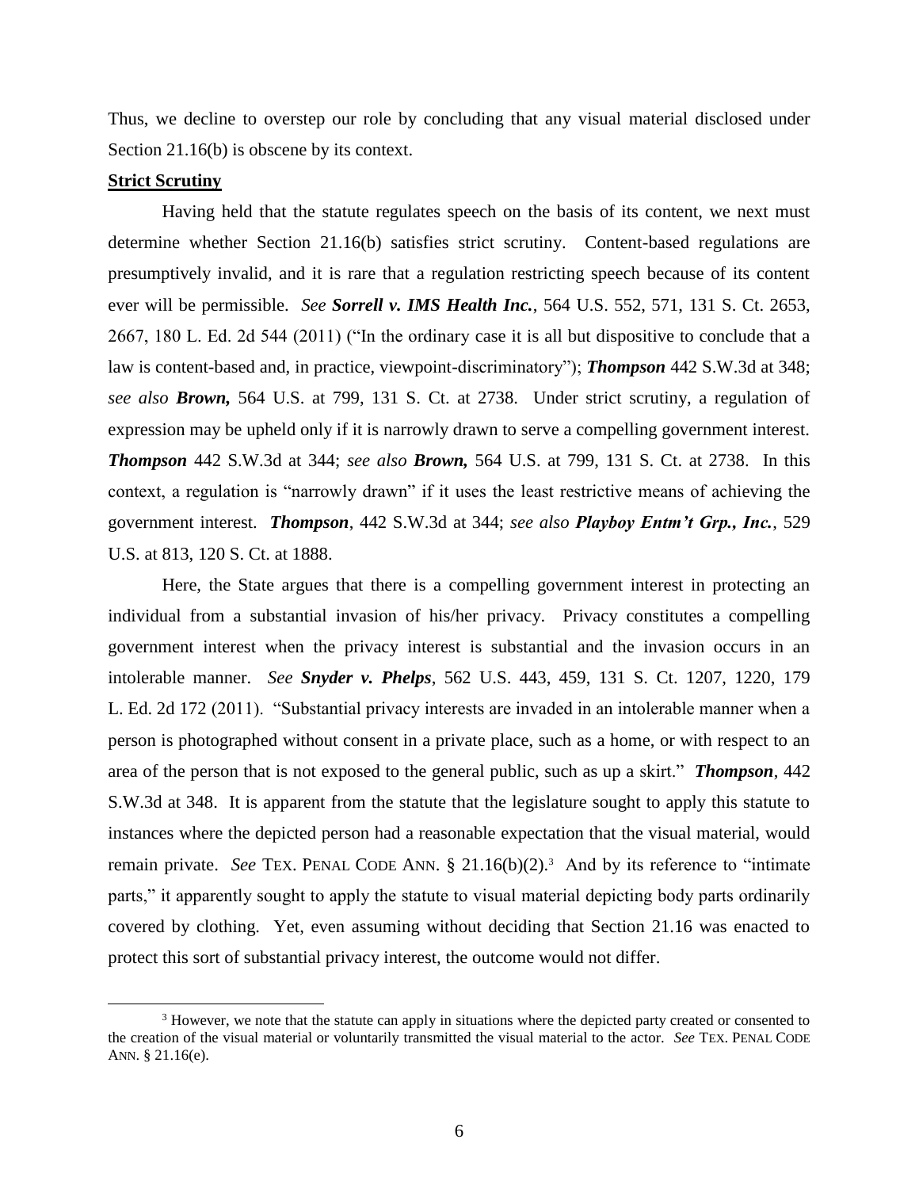Thus, we decline to overstep our role by concluding that any visual material disclosed under Section 21.16(b) is obscene by its context.

**Strict Scrutiny**

Having held that the statute regulates speech on the basis of its content, we next must determine whether Section 21.16(b) satisfies strict scrutiny. Content-based regulations are presumptively invalid, and it is rare that a regulation restricting speech because of its content ever will be permissible. *See* ***Sorrell v. IMS Health Inc.***, 564 U.S. 552, 571, 131 S. Ct. 2653, 2667, 180 L. Ed. 2d 544 (2011) ("In the ordinary case it is all but dispositive to conclude that a law is content-based and, in practice, viewpoint-discriminatory"); ***Thompson*** 442 S.W.3d at 348; *see also* ***Brown,*** 564 U.S. at 799, 131 S. Ct. at 2738. Under strict scrutiny, a regulation of expression may be upheld only if it is narrowly drawn to serve a compelling government interest. ***Thompson*** 442 S.W.3d at 344; *see also* ***Brown,*** 564 U.S. at 799, 131 S. Ct. at 2738. In this context, a regulation is "narrowly drawn" if it uses the least restrictive means of achieving the government interest. ***Thompson***, 442 S.W.3d at 344; *see also* ***Playboy Entm't Grp., Inc.***, 529 U.S. at 813, 120 S. Ct. at 1888.

Here, the State argues that there is a compelling government interest in protecting an individual from a substantial invasion of his/her privacy. Privacy constitutes a compelling government interest when the privacy interest is substantial and the invasion occurs in an intolerable manner. *See* ***Snyder v. Phelps***, 562 U.S. 443, 459, 131 S. Ct. 1207, 1220, 179 L. Ed. 2d 172 (2011). "Substantial privacy interests are invaded in an intolerable manner when a person is photographed without consent in a private place, such as a home, or with respect to an area of the person that is not exposed to the general public, such as up a skirt." ***Thompson***, 442 S.W.3d at 348. It is apparent from the statute that the legislature sought to apply this statute to instances where the depicted person had a reasonable expectation that the visual material, would remain private. *See* TEX. PENAL CODE ANN. § 21.16(b)(2).[3] And by its reference to "intimate parts," it apparently sought to apply the statute to visual material depicting body parts ordinarily covered by clothing. Yet, even assuming without deciding that Section 21.16 was enacted to protect this sort of substantial privacy interest, the outcome would not differ.

---

[3] However, we note that the statute can apply in situations where the depicted party created or consented to the creation of the visual material or voluntarily transmitted the visual material to the actor. *See* TEX. PENAL CODE ANN. § 21.16(e).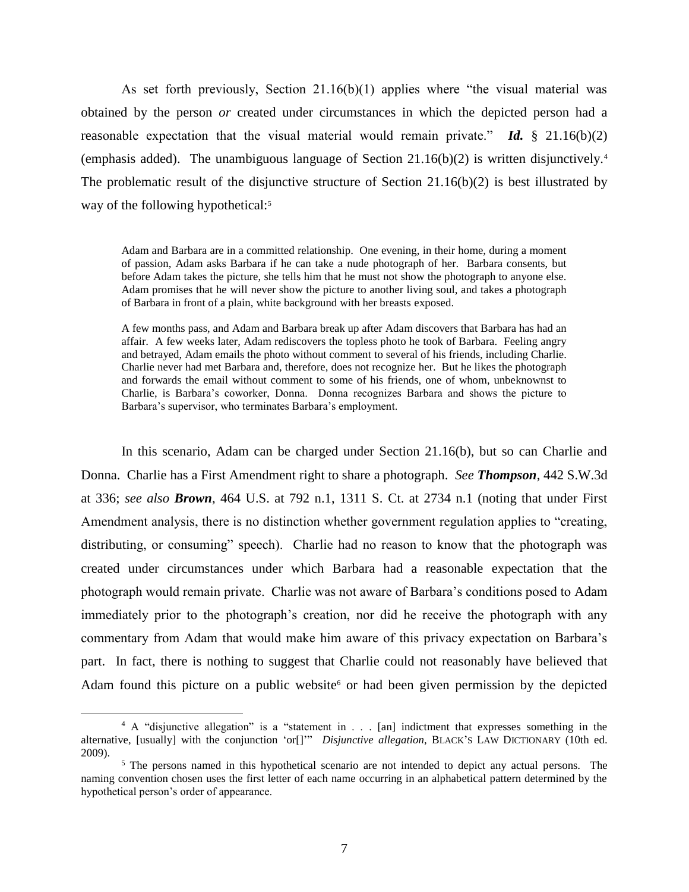As set forth previously, Section 21.16(b)(1) applies where "the visual material was obtained by the person *or* created under circumstances in which the depicted person had a reasonable expectation that the visual material would remain private." ***Id.*** § 21.16(b)(2) (emphasis added). The unambiguous language of Section 21.16(b)(2) is written disjunctively.[4] The problematic result of the disjunctive structure of Section 21.16(b)(2) is best illustrated by way of the following hypothetical:[5]

> Adam and Barbara are in a committed relationship. One evening, in their home, during a moment of passion, Adam asks Barbara if he can take a nude photograph of her. Barbara consents, but before Adam takes the picture, she tells him that he must not show the photograph to anyone else. Adam promises that he will never show the picture to another living soul, and takes a photograph of Barbara in front of a plain, white background with her breasts exposed.
>
> A few months pass, and Adam and Barbara break up after Adam discovers that Barbara has had an affair. A few weeks later, Adam rediscovers the topless photo he took of Barbara. Feeling angry and betrayed, Adam emails the photo without comment to several of his friends, including Charlie. Charlie never had met Barbara and, therefore, does not recognize her. But he likes the photograph and forwards the email without comment to some of his friends, one of whom, unbeknownst to Charlie, is Barbara's coworker, Donna. Donna recognizes Barbara and shows the picture to Barbara's supervisor, who terminates Barbara's employment.

In this scenario, Adam can be charged under Section 21.16(b), but so can Charlie and Donna. Charlie has a First Amendment right to share a photograph. *See **Thompson***, 442 S.W.3d at 336; *see also **Brown***, 464 U.S. at 792 n.1, 1311 S. Ct. at 2734 n.1 (noting that under First Amendment analysis, there is no distinction whether government regulation applies to "creating, distributing, or consuming" speech). Charlie had no reason to know that the photograph was created under circumstances under which Barbara had a reasonable expectation that the photograph would remain private. Charlie was not aware of Barbara's conditions posed to Adam immediately prior to the photograph's creation, nor did he receive the photograph with any commentary from Adam that would make him aware of this privacy expectation on Barbara's part. In fact, there is nothing to suggest that Charlie could not reasonably have believed that Adam found this picture on a public website[6] or had been given permission by the depicted

---

[4] A "disjunctive allegation" is a "statement in . . . [an] indictment that expresses something in the alternative, [usually] with the conjunction 'or[]'" *Disjunctive allegation*, BLACK'S LAW DICTIONARY (10th ed. 2009).

[5] The persons named in this hypothetical scenario are not intended to depict any actual persons. The naming convention chosen uses the first letter of each name occurring in an alphabetical pattern determined by the hypothetical person's order of appearance.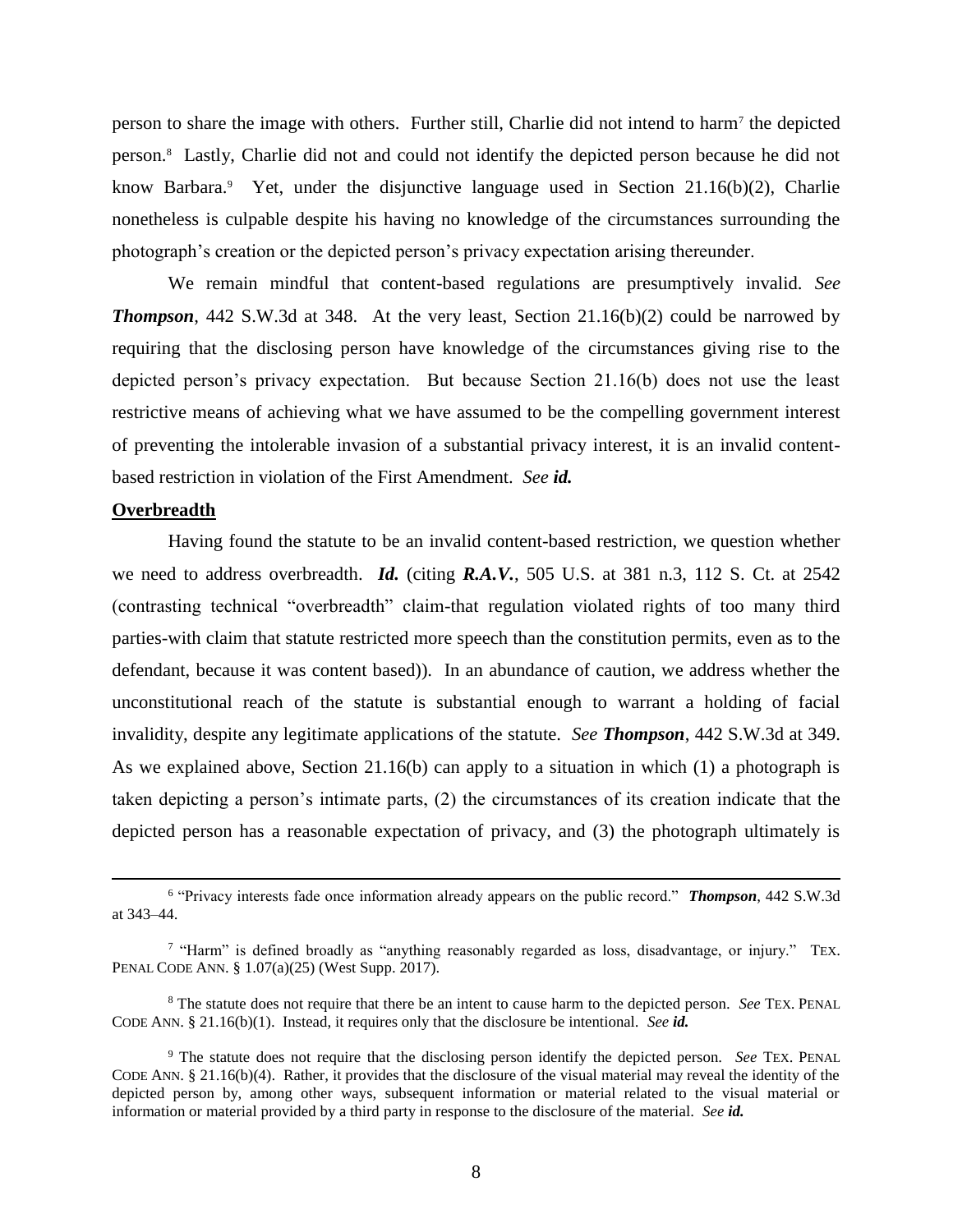person to share the image with others. Further still, Charlie did not intend to harm[7] the depicted person.[8] Lastly, Charlie did not and could not identify the depicted person because he did not know Barbara.[9] Yet, under the disjunctive language used in Section 21.16(b)(2), Charlie nonetheless is culpable despite his having no knowledge of the circumstances surrounding the photograph's creation or the depicted person's privacy expectation arising thereunder.

We remain mindful that content-based regulations are presumptively invalid. *See* ***Thompson***, 442 S.W.3d at 348. At the very least, Section 21.16(b)(2) could be narrowed by requiring that the disclosing person have knowledge of the circumstances giving rise to the depicted person's privacy expectation. But because Section 21.16(b) does not use the least restrictive means of achieving what we have assumed to be the compelling government interest of preventing the intolerable invasion of a substantial privacy interest, it is an invalid content-based restriction in violation of the First Amendment. *See* ***id.***

**Overbreadth**

Having found the statute to be an invalid content-based restriction, we question whether we need to address overbreadth. ***Id.*** (citing ***R.A.V.***, 505 U.S. at 381 n.3, 112 S. Ct. at 2542 (contrasting technical "overbreadth" claim-that regulation violated rights of too many third parties-with claim that statute restricted more speech than the constitution permits, even as to the defendant, because it was content based)). In an abundance of caution, we address whether the unconstitutional reach of the statute is substantial enough to warrant a holding of facial invalidity, despite any legitimate applications of the statute. *See* ***Thompson***, 442 S.W.3d at 349. As we explained above, Section 21.16(b) can apply to a situation in which (1) a photograph is taken depicting a person's intimate parts, (2) the circumstances of its creation indicate that the depicted person has a reasonable expectation of privacy, and (3) the photograph ultimately is

---

[6] "Privacy interests fade once information already appears on the public record." ***Thompson***, 442 S.W.3d at 343–44.

[7] "Harm" is defined broadly as "anything reasonably regarded as loss, disadvantage, or injury." TEX. PENAL CODE ANN. § 1.07(a)(25) (West Supp. 2017).

[8] The statute does not require that there be an intent to cause harm to the depicted person. *See* TEX. PENAL CODE ANN. § 21.16(b)(1). Instead, it requires only that the disclosure be intentional. *See* ***id.***

[9] The statute does not require that the disclosing person identify the depicted person. *See* TEX. PENAL CODE ANN. § 21.16(b)(4). Rather, it provides that the disclosure of the visual material may reveal the identity of the depicted person by, among other ways, subsequent information or material related to the visual material or information or material provided by a third party in response to the disclosure of the material. *See* ***id.***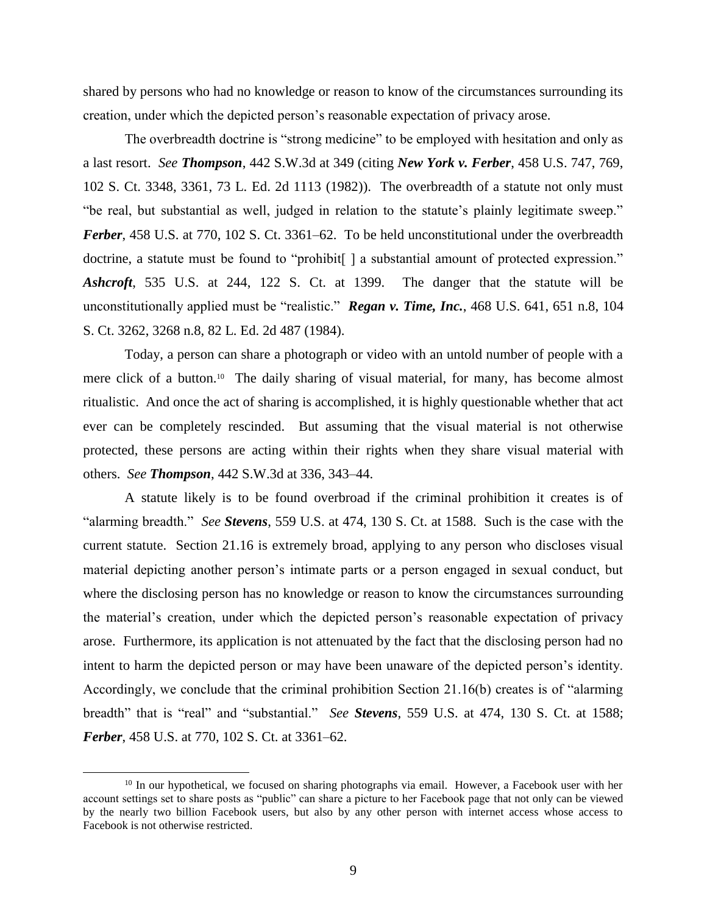shared by persons who had no knowledge or reason to know of the circumstances surrounding its creation, under which the depicted person's reasonable expectation of privacy arose.

The overbreadth doctrine is "strong medicine" to be employed with hesitation and only as a last resort. *See* ***Thompson***, 442 S.W.3d at 349 (citing ***New York v. Ferber***, 458 U.S. 747, 769, 102 S. Ct. 3348, 3361, 73 L. Ed. 2d 1113 (1982)). The overbreadth of a statute not only must "be real, but substantial as well, judged in relation to the statute's plainly legitimate sweep." ***Ferber***, 458 U.S. at 770, 102 S. Ct. 3361–62. To be held unconstitutional under the overbreadth doctrine, a statute must be found to "prohibit[ ] a substantial amount of protected expression." ***Ashcroft***, 535 U.S. at 244, 122 S. Ct. at 1399. The danger that the statute will be unconstitutionally applied must be "realistic." ***Regan v. Time, Inc.***, 468 U.S. 641, 651 n.8, 104 S. Ct. 3262, 3268 n.8, 82 L. Ed. 2d 487 (1984).

Today, a person can share a photograph or video with an untold number of people with a mere click of a button.[10] The daily sharing of visual material, for many, has become almost ritualistic. And once the act of sharing is accomplished, it is highly questionable whether that act ever can be completely rescinded. But assuming that the visual material is not otherwise protected, these persons are acting within their rights when they share visual material with others. *See* ***Thompson***, 442 S.W.3d at 336, 343–44.

A statute likely is to be found overbroad if the criminal prohibition it creates is of "alarming breadth." *See* ***Stevens***, 559 U.S. at 474, 130 S. Ct. at 1588. Such is the case with the current statute. Section 21.16 is extremely broad, applying to any person who discloses visual material depicting another person's intimate parts or a person engaged in sexual conduct, but where the disclosing person has no knowledge or reason to know the circumstances surrounding the material's creation, under which the depicted person's reasonable expectation of privacy arose. Furthermore, its application is not attenuated by the fact that the disclosing person had no intent to harm the depicted person or may have been unaware of the depicted person's identity. Accordingly, we conclude that the criminal prohibition Section 21.16(b) creates is of "alarming breadth" that is "real" and "substantial." *See* ***Stevens***, 559 U.S. at 474, 130 S. Ct. at 1588; ***Ferber***, 458 U.S. at 770, 102 S. Ct. at 3361–62.

---

[10] In our hypothetical, we focused on sharing photographs via email. However, a Facebook user with her account settings set to share posts as "public" can share a picture to her Facebook page that not only can be viewed by the nearly two billion Facebook users, but also by any other person with internet access whose access to Facebook is not otherwise restricted.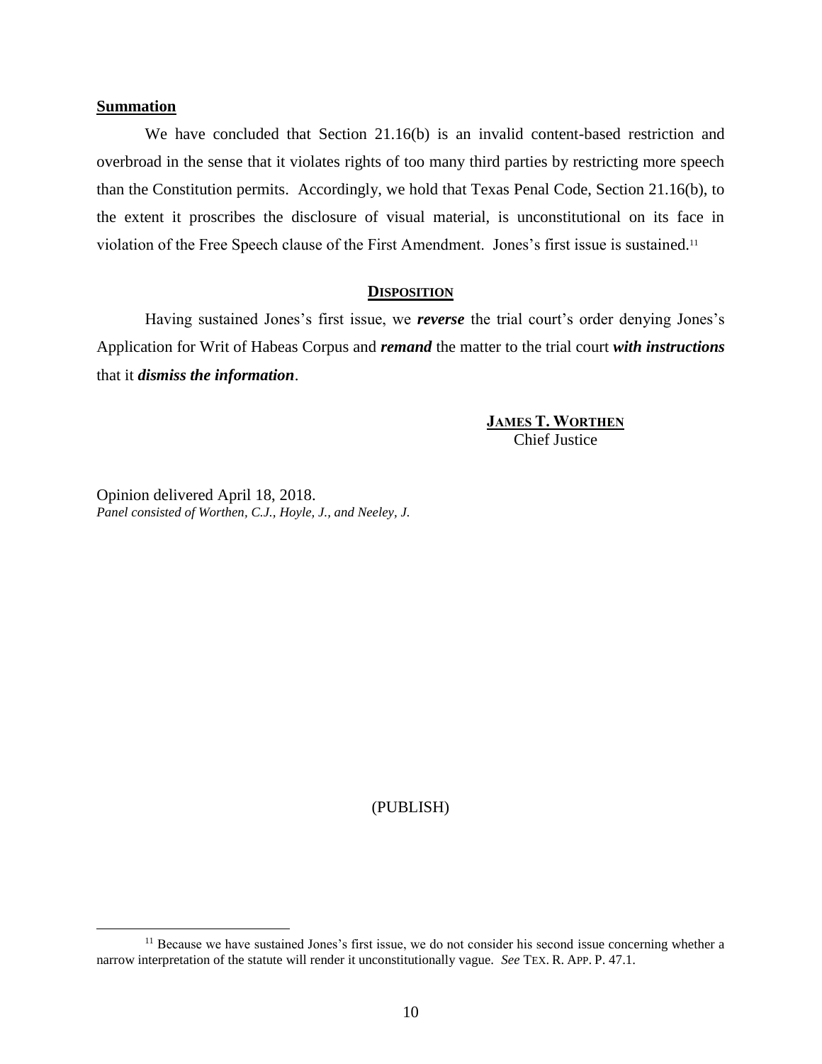**Summation**

We have concluded that Section 21.16(b) is an invalid content-based restriction and overbroad in the sense that it violates rights of too many third parties by restricting more speech than the Constitution permits. Accordingly, we hold that Texas Penal Code, Section 21.16(b), to the extent it proscribes the disclosure of visual material, is unconstitutional on its face in violation of the Free Speech clause of the First Amendment. Jones's first issue is sustained.[11]

**DISPOSITION**

Having sustained Jones's first issue, we ***reverse*** the trial court's order denying Jones's Application for Writ of Habeas Corpus and ***remand*** the matter to the trial court ***with instructions*** that it ***dismiss the information***.

**JAMES T. WORTHEN**
Chief Justice

Opinion delivered April 18, 2018.
*Panel consisted of Worthen, C.J., Hoyle, J., and Neeley, J.*

(PUBLISH)

---

[11] Because we have sustained Jones's first issue, we do not consider his second issue concerning whether a narrow interpretation of the statute will render it unconstitutionally vague. *See* TEX. R. APP. P. 47.1.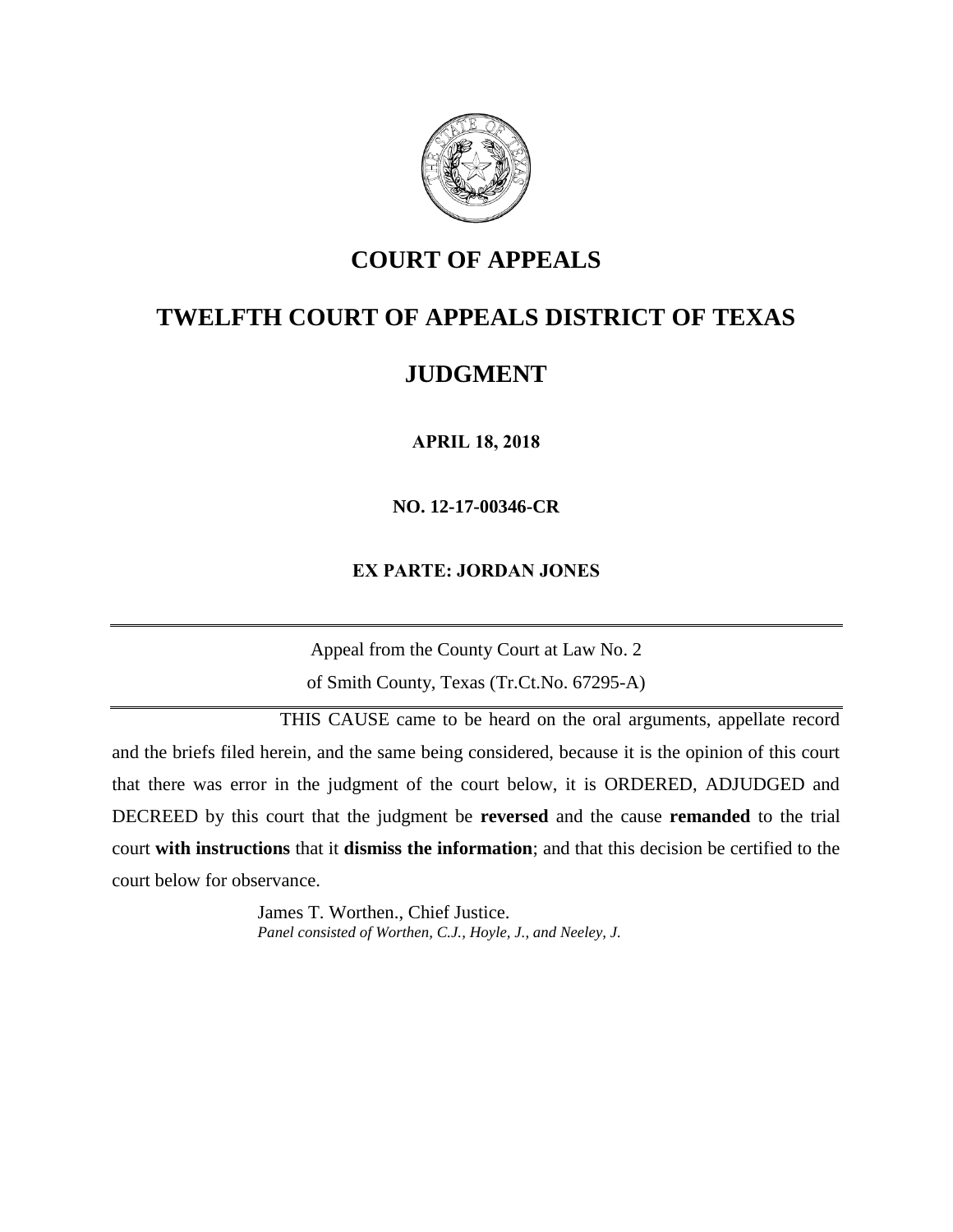# COURT OF APPEALS

# TWELFTH COURT OF APPEALS DISTRICT OF TEXAS

# JUDGMENT

**APRIL 18, 2018**

**NO. 12-17-00346-CR**

**EX PARTE: JORDAN JONES**

---

Appeal from the County Court at Law No. 2

of Smith County, Texas (Tr.Ct.No. 67295-A)

---

THIS CAUSE came to be heard on the oral arguments, appellate record and the briefs filed herein, and the same being considered, because it is the opinion of this court that there was error in the judgment of the court below, it is ORDERED, ADJUDGED and DECREED by this court that the judgment be **reversed** and the cause **remanded** to the trial court **with instructions** that it **dismiss the information**; and that this decision be certified to the court below for observance.

James T. Worthen., Chief Justice.
*Panel consisted of Worthen, C.J., Hoyle, J., and Neeley, J.*